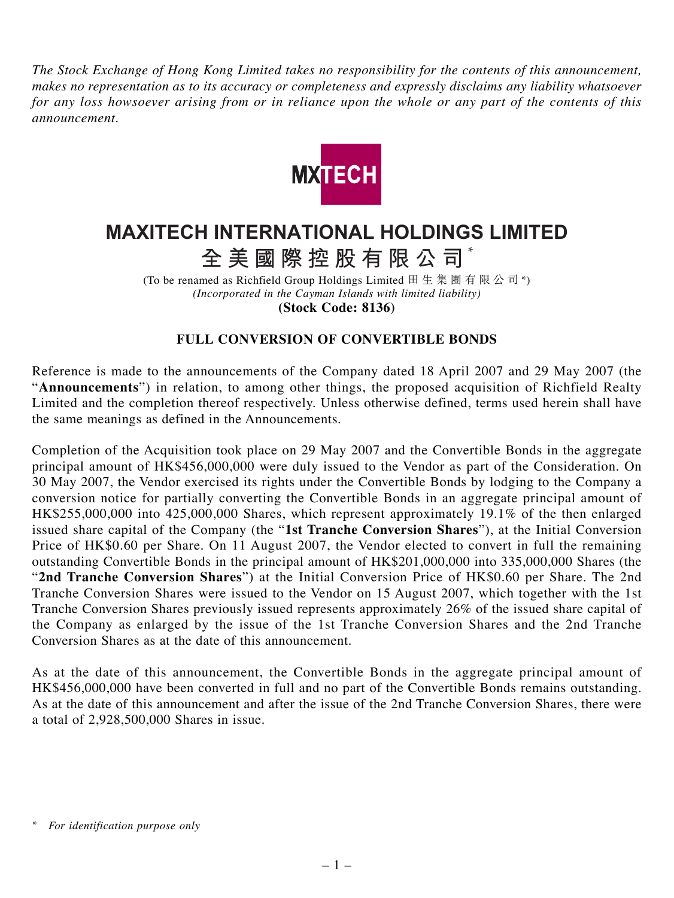*The Stock Exchange of Hong Kong Limited takes no responsibility for the contents of this announcement, makes no representation as to its accuracy or completeness and expressly disclaims any liability whatsoever for any loss howsoever arising from or in reliance upon the whole or any part of the contents of this announcement.*

MXTECH

# MAXITECH INTERNATIONAL HOLDINGS LIMITED

# 全美國際控股有限公司*

(To be renamed as Richfield Group Holdings Limited 田生集團有限公司*)
*(Incorporated in the Cayman Islands with limited liability)*
**(Stock Code: 8136)**

## FULL CONVERSION OF CONVERTIBLE BONDS

Reference is made to the announcements of the Company dated 18 April 2007 and 29 May 2007 (the "**Announcements**") in relation, to among other things, the proposed acquisition of Richfield Realty Limited and the completion thereof respectively. Unless otherwise defined, terms used herein shall have the same meanings as defined in the Announcements.

Completion of the Acquisition took place on 29 May 2007 and the Convertible Bonds in the aggregate principal amount of HK$456,000,000 were duly issued to the Vendor as part of the Consideration. On 30 May 2007, the Vendor exercised its rights under the Convertible Bonds by lodging to the Company a conversion notice for partially converting the Convertible Bonds in an aggregate principal amount of HK$255,000,000 into 425,000,000 Shares, which represent approximately 19.1% of the then enlarged issued share capital of the Company (the "**1st Tranche Conversion Shares**"), at the Initial Conversion Price of HK$0.60 per Share. On 11 August 2007, the Vendor elected to convert in full the remaining outstanding Convertible Bonds in the principal amount of HK$201,000,000 into 335,000,000 Shares (the "**2nd Tranche Conversion Shares**") at the Initial Conversion Price of HK$0.60 per Share. The 2nd Tranche Conversion Shares were issued to the Vendor on 15 August 2007, which together with the 1st Tranche Conversion Shares previously issued represents approximately 26% of the issued share capital of the Company as enlarged by the issue of the 1st Tranche Conversion Shares and the 2nd Tranche Conversion Shares as at the date of this announcement.

As at the date of this announcement, the Convertible Bonds in the aggregate principal amount of HK$456,000,000 have been converted in full and no part of the Convertible Bonds remains outstanding. As at the date of this announcement and after the issue of the 2nd Tranche Conversion Shares, there were a total of 2,928,500,000 Shares in issue.

\* *For identification purpose only*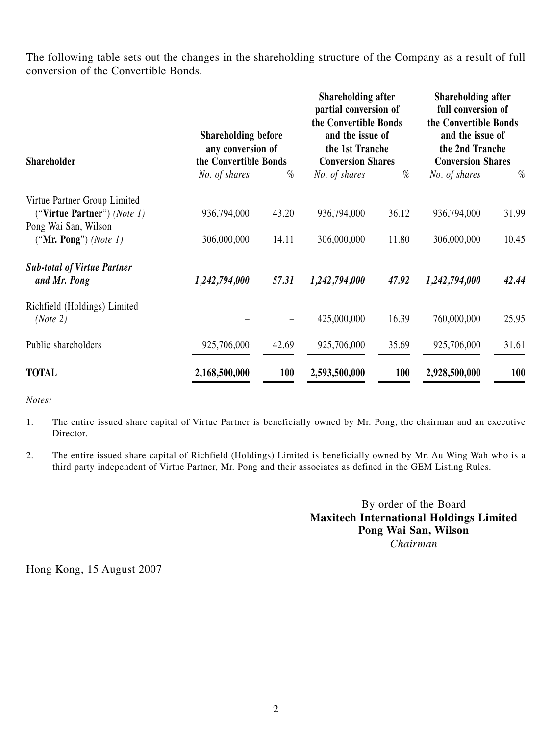The following table sets out the changes in the shareholding structure of the Company as a result of full conversion of the Convertible Bonds.

| Shareholder | Shareholding before any conversion of the Convertible Bonds | | Shareholding after partial conversion of the Convertible Bonds and the issue of the 1st Tranche Conversion Shares | | Shareholding after full conversion of the Convertible Bonds and the issue of the 2nd Tranche Conversion Shares | |
|---|---|---|---|---|---|---|
| | *No. of shares* | *%* | *No. of shares* | *%* | *No. of shares* | *%* |
| Virtue Partner Group Limited ("**Virtue Partner**") *(Note 1)* | 936,794,000 | 43.20 | 936,794,000 | 36.12 | 936,794,000 | 31.99 |
| Pong Wai San, Wilson ("**Mr. Pong**") *(Note 1)* | 306,000,000 | 14.11 | 306,000,000 | 11.80 | 306,000,000 | 10.45 |
| ***Sub-total of Virtue Partner and Mr. Pong*** | ***1,242,794,000*** | ***57.31*** | ***1,242,794,000*** | ***47.92*** | ***1,242,794,000*** | ***42.44*** |
| Richfield (Holdings) Limited *(Note 2)* | – | – | 425,000,000 | 16.39 | 760,000,000 | 25.95 |
| Public shareholders | 925,706,000 | 42.69 | 925,706,000 | 35.69 | 925,706,000 | 31.61 |
| **TOTAL** | **2,168,500,000** | **100** | **2,593,500,000** | **100** | **2,928,500,000** | **100** |

*Notes:*

1. The entire issued share capital of Virtue Partner is beneficially owned by Mr. Pong, the chairman and an executive Director.

2. The entire issued share capital of Richfield (Holdings) Limited is beneficially owned by Mr. Au Wing Wah who is a third party independent of Virtue Partner, Mr. Pong and their associates as defined in the GEM Listing Rules.

By order of the Board
**Maxitech International Holdings Limited**
**Pong Wai San, Wilson**
*Chairman*

Hong Kong, 15 August 2007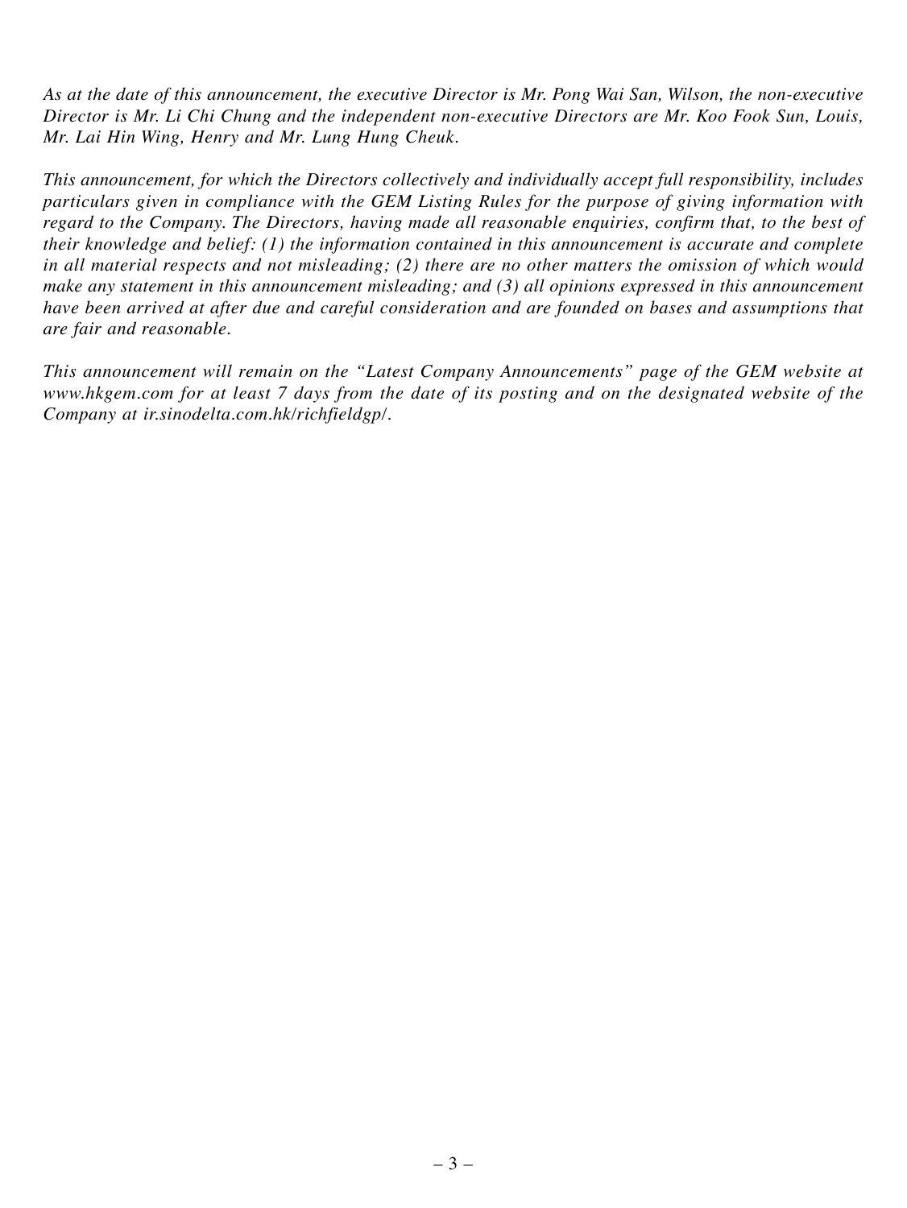*As at the date of this announcement, the executive Director is Mr. Pong Wai San, Wilson, the non-executive Director is Mr. Li Chi Chung and the independent non-executive Directors are Mr. Koo Fook Sun, Louis, Mr. Lai Hin Wing, Henry and Mr. Lung Hung Cheuk.*

*This announcement, for which the Directors collectively and individually accept full responsibility, includes particulars given in compliance with the GEM Listing Rules for the purpose of giving information with regard to the Company. The Directors, having made all reasonable enquiries, confirm that, to the best of their knowledge and belief: (1) the information contained in this announcement is accurate and complete in all material respects and not misleading; (2) there are no other matters the omission of which would make any statement in this announcement misleading; and (3) all opinions expressed in this announcement have been arrived at after due and careful consideration and are founded on bases and assumptions that are fair and reasonable.*

*This announcement will remain on the "Latest Company Announcements" page of the GEM website at www.hkgem.com for at least 7 days from the date of its posting and on the designated website of the Company at ir.sinodelta.com.hk/richfieldgp/.*